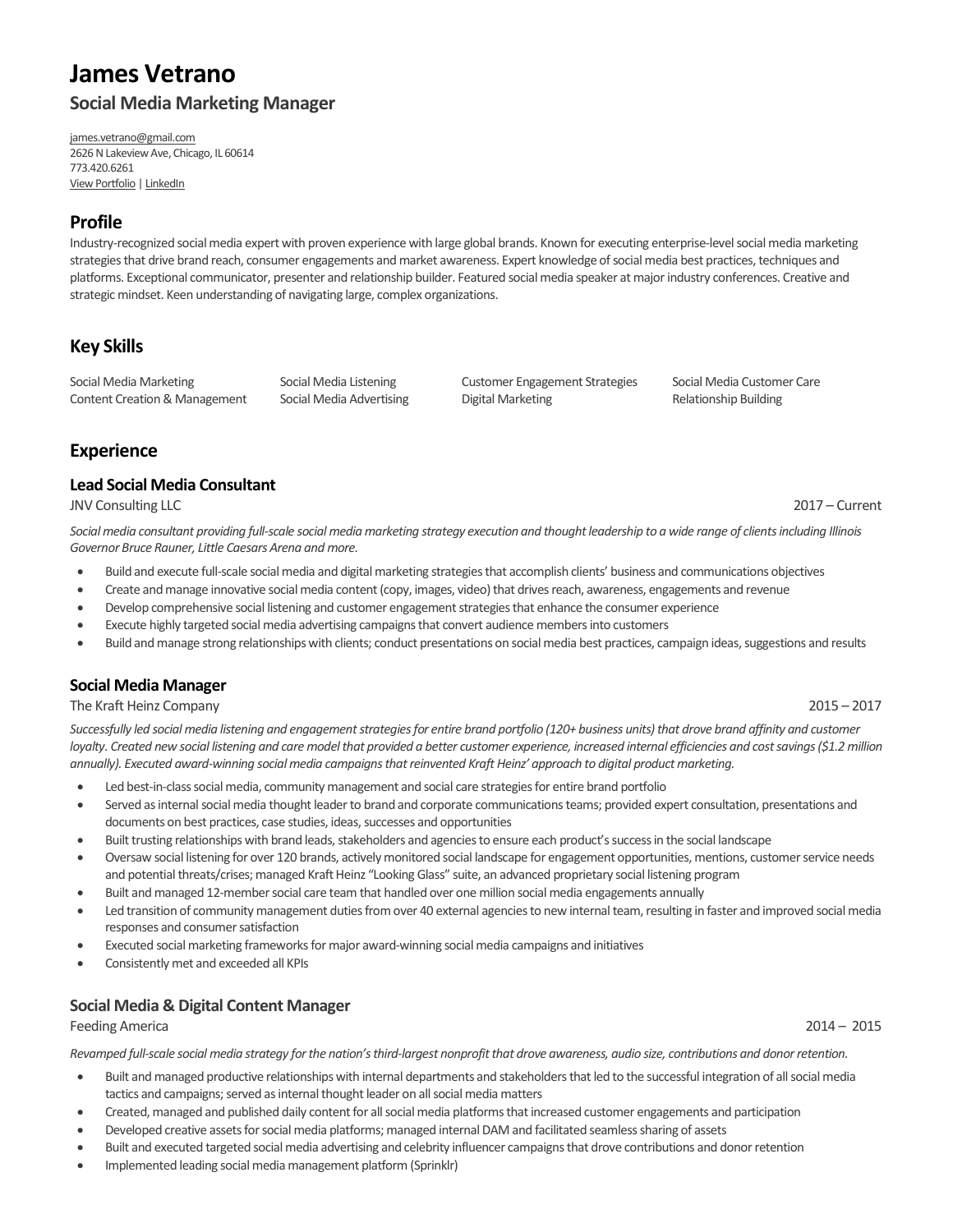# James Vetrano

## Social Media Marketing Manager

james.vetrano@gmail.com
2626 N Lakeview Ave, Chicago, IL 60614
773.420.6261
View Portfolio | LinkedIn

## Profile

Industry-recognized social media expert with proven experience with large global brands. Known for executing enterprise-level social media marketing strategies that drive brand reach, consumer engagements and market awareness. Expert knowledge of social media best practices, techniques and platforms. Exceptional communicator, presenter and relationship builder. Featured social media speaker at major industry conferences. Creative and strategic mindset. Keen understanding of navigating large, complex organizations.

## Key Skills

| | | | |
|---|---|---|---|
| Social Media Marketing | Social Media Listening | Customer Engagement Strategies | Social Media Customer Care |
| Content Creation & Management | Social Media Advertising | Digital Marketing | Relationship Building |

## Experience

### Lead Social Media Consultant

JNV Consulting LLC — 2017 – Current

*Social media consultant providing full-scale social media marketing strategy execution and thought leadership to a wide range of clients including Illinois Governor Bruce Rauner, Little Caesars Arena and more.*

- Build and execute full-scale social media and digital marketing strategies that accomplish clients' business and communications objectives
- Create and manage innovative social media content (copy, images, video) that drives reach, awareness, engagements and revenue
- Develop comprehensive social listening and customer engagement strategies that enhance the consumer experience
- Execute highly targeted social media advertising campaigns that convert audience members into customers
- Build and manage strong relationships with clients; conduct presentations on social media best practices, campaign ideas, suggestions and results

### Social Media Manager

The Kraft Heinz Company — 2015 – 2017

*Successfully led social media listening and engagement strategies for entire brand portfolio (120+ business units) that drove brand affinity and customer loyalty. Created new social listening and care model that provided a better customer experience, increased internal efficiencies and cost savings ($1.2 million annually). Executed award-winning social media campaigns that reinvented Kraft Heinz' approach to digital product marketing.*

- Led best-in-class social media, community management and social care strategies for entire brand portfolio
- Served as internal social media thought leader to brand and corporate communications teams; provided expert consultation, presentations and documents on best practices, case studies, ideas, successes and opportunities
- Built trusting relationships with brand leads, stakeholders and agencies to ensure each product's success in the social landscape
- Oversaw social listening for over 120 brands, actively monitored social landscape for engagement opportunities, mentions, customer service needs and potential threats/crises; managed Kraft Heinz "Looking Glass" suite, an advanced proprietary social listening program
- Built and managed 12-member social care team that handled over one million social media engagements annually
- Led transition of community management duties from over 40 external agencies to new internal team, resulting in faster and improved social media responses and consumer satisfaction
- Executed social marketing frameworks for major award-winning social media campaigns and initiatives
- Consistently met and exceeded all KPIs

### Social Media & Digital Content Manager

Feeding America — 2014 – 2015

*Revamped full-scale social media strategy for the nation's third-largest nonprofit that drove awareness, audio size, contributions and donor retention.*

- Built and managed productive relationships with internal departments and stakeholders that led to the successful integration of all social media tactics and campaigns; served as internal thought leader on all social media matters
- Created, managed and published daily content for all social media platforms that increased customer engagements and participation
- Developed creative assets for social media platforms; managed internal DAM and facilitated seamless sharing of assets
- Built and executed targeted social media advertising and celebrity influencer campaigns that drove contributions and donor retention
- Implemented leading social media management platform (Sprinklr)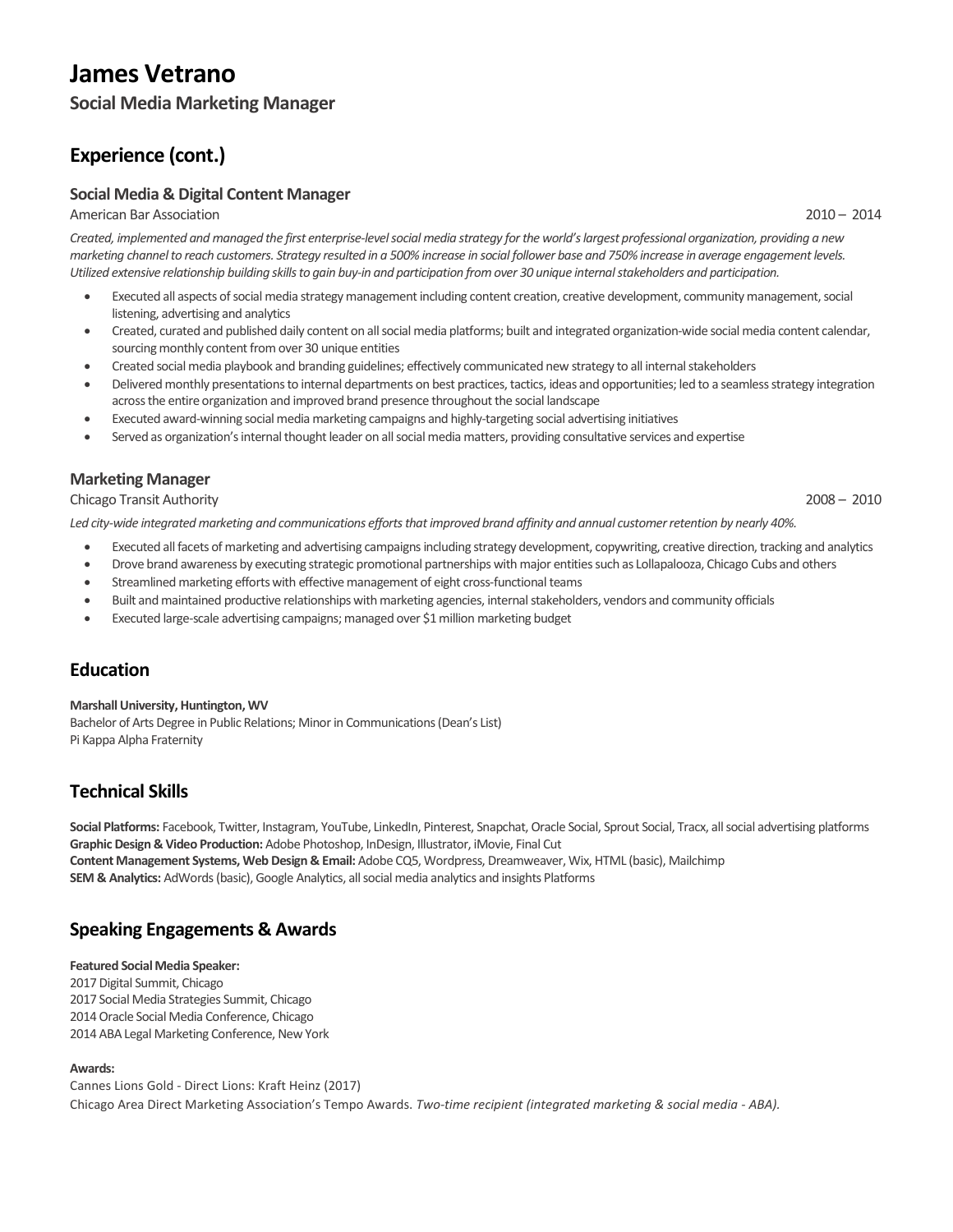# James Vetrano

**Social Media Marketing Manager**

## Experience (cont.)

### Social Media & Digital Content Manager

American Bar Association 2010 – 2014

*Created, implemented and managed the first enterprise-level social media strategy for the world's largest professional organization, providing a new marketing channel to reach customers. Strategy resulted in a 500% increase in social follower base and 750% increase in average engagement levels. Utilized extensive relationship building skills to gain buy-in and participation from over 30 unique internal stakeholders and participation.*

- Executed all aspects of social media strategy management including content creation, creative development, community management, social listening, advertising and analytics
- Created, curated and published daily content on all social media platforms; built and integrated organization-wide social media content calendar, sourcing monthly content from over 30 unique entities
- Created social media playbook and branding guidelines; effectively communicated new strategy to all internal stakeholders
- Delivered monthly presentations to internal departments on best practices, tactics, ideas and opportunities; led to a seamless strategy integration across the entire organization and improved brand presence throughout the social landscape
- Executed award-winning social media marketing campaigns and highly-targeting social advertising initiatives
- Served as organization's internal thought leader on all social media matters, providing consultative services and expertise

### Marketing Manager

Chicago Transit Authority 2008 – 2010

*Led city-wide integrated marketing and communications efforts that improved brand affinity and annual customer retention by nearly 40%.*

- Executed all facets of marketing and advertising campaigns including strategy development, copywriting, creative direction, tracking and analytics
- Drove brand awareness by executing strategic promotional partnerships with major entities such as Lollapalooza, Chicago Cubs and others
- Streamlined marketing efforts with effective management of eight cross-functional teams
- Built and maintained productive relationships with marketing agencies, internal stakeholders, vendors and community officials
- Executed large-scale advertising campaigns; managed over $1 million marketing budget

## Education

**Marshall University, Huntington, WV**
Bachelor of Arts Degree in Public Relations; Minor in Communications (Dean's List)
Pi Kappa Alpha Fraternity

## Technical Skills

**Social Platforms:** Facebook, Twitter, Instagram, YouTube, LinkedIn, Pinterest, Snapchat, Oracle Social, Sprout Social, Tracx, all social advertising platforms
**Graphic Design & Video Production:** Adobe Photoshop, InDesign, Illustrator, iMovie, Final Cut
**Content Management Systems, Web Design & Email:** Adobe CQ5, Wordpress, Dreamweaver, Wix, HTML (basic), Mailchimp
**SEM & Analytics:** AdWords (basic), Google Analytics, all social media analytics and insights Platforms

## Speaking Engagements & Awards

**Featured Social Media Speaker:**
2017 Digital Summit, Chicago
2017 Social Media Strategies Summit, Chicago
2014 Oracle Social Media Conference, Chicago
2014 ABA Legal Marketing Conference, New York

**Awards:**
Cannes Lions Gold - Direct Lions: Kraft Heinz (2017)
Chicago Area Direct Marketing Association's Tempo Awards. *Two-time recipient (integrated marketing & social media - ABA).*